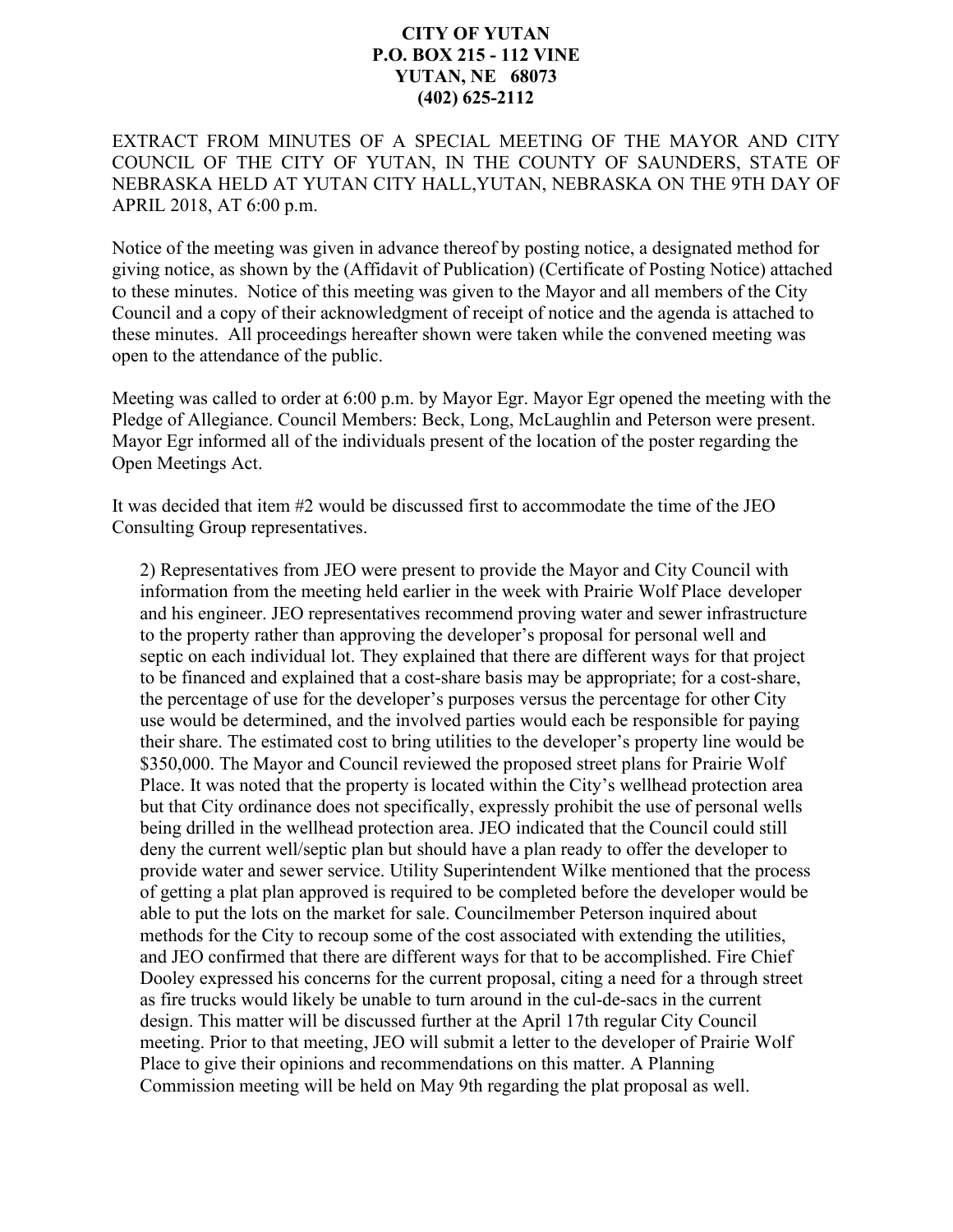**CITY OF YUTAN**
**P.O. BOX 215 - 112 VINE**
**YUTAN, NE 68073**
**(402) 625-2112**

EXTRACT FROM MINUTES OF A SPECIAL MEETING OF THE MAYOR AND CITY COUNCIL OF THE CITY OF YUTAN, IN THE COUNTY OF SAUNDERS, STATE OF NEBRASKA HELD AT YUTAN CITY HALL,YUTAN, NEBRASKA ON THE 9TH DAY OF APRIL 2018, AT 6:00 p.m.

Notice of the meeting was given in advance thereof by posting notice, a designated method for giving notice, as shown by the (Affidavit of Publication) (Certificate of Posting Notice) attached to these minutes. Notice of this meeting was given to the Mayor and all members of the City Council and a copy of their acknowledgment of receipt of notice and the agenda is attached to these minutes. All proceedings hereafter shown were taken while the convened meeting was open to the attendance of the public.

Meeting was called to order at 6:00 p.m. by Mayor Egr. Mayor Egr opened the meeting with the Pledge of Allegiance. Council Members: Beck, Long, McLaughlin and Peterson were present. Mayor Egr informed all of the individuals present of the location of the poster regarding the Open Meetings Act.

It was decided that item #2 would be discussed first to accommodate the time of the JEO Consulting Group representatives.

2) Representatives from JEO were present to provide the Mayor and City Council with information from the meeting held earlier in the week with Prairie Wolf Place developer and his engineer. JEO representatives recommend proving water and sewer infrastructure to the property rather than approving the developer's proposal for personal well and septic on each individual lot. They explained that there are different ways for that project to be financed and explained that a cost-share basis may be appropriate; for a cost-share, the percentage of use for the developer's purposes versus the percentage for other City use would be determined, and the involved parties would each be responsible for paying their share. The estimated cost to bring utilities to the developer's property line would be \$350,000. The Mayor and Council reviewed the proposed street plans for Prairie Wolf Place. It was noted that the property is located within the City's wellhead protection area but that City ordinance does not specifically, expressly prohibit the use of personal wells being drilled in the wellhead protection area. JEO indicated that the Council could still deny the current well/septic plan but should have a plan ready to offer the developer to provide water and sewer service. Utility Superintendent Wilke mentioned that the process of getting a plat plan approved is required to be completed before the developer would be able to put the lots on the market for sale. Councilmember Peterson inquired about methods for the City to recoup some of the cost associated with extending the utilities, and JEO confirmed that there are different ways for that to be accomplished. Fire Chief Dooley expressed his concerns for the current proposal, citing a need for a through street as fire trucks would likely be unable to turn around in the cul-de-sacs in the current design. This matter will be discussed further at the April 17th regular City Council meeting. Prior to that meeting, JEO will submit a letter to the developer of Prairie Wolf Place to give their opinions and recommendations on this matter. A Planning Commission meeting will be held on May 9th regarding the plat proposal as well.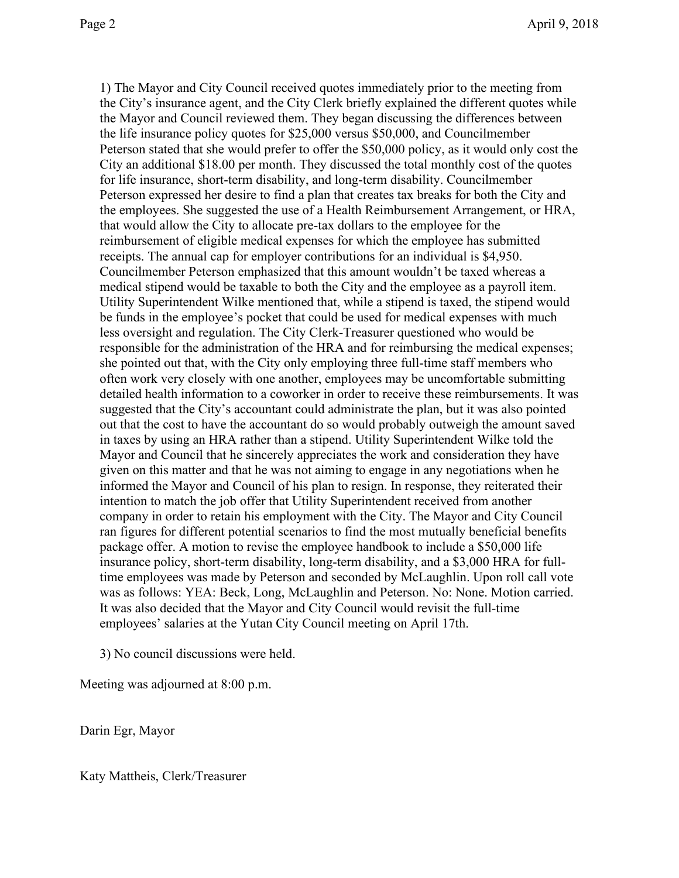1) The Mayor and City Council received quotes immediately prior to the meeting from the City's insurance agent, and the City Clerk briefly explained the different quotes while the Mayor and Council reviewed them. They began discussing the differences between the life insurance policy quotes for $25,000 versus $50,000, and Councilmember Peterson stated that she would prefer to offer the $50,000 policy, as it would only cost the City an additional $18.00 per month. They discussed the total monthly cost of the quotes for life insurance, short-term disability, and long-term disability. Councilmember Peterson expressed her desire to find a plan that creates tax breaks for both the City and the employees. She suggested the use of a Health Reimbursement Arrangement, or HRA, that would allow the City to allocate pre-tax dollars to the employee for the reimbursement of eligible medical expenses for which the employee has submitted receipts. The annual cap for employer contributions for an individual is $4,950. Councilmember Peterson emphasized that this amount wouldn't be taxed whereas a medical stipend would be taxable to both the City and the employee as a payroll item. Utility Superintendent Wilke mentioned that, while a stipend is taxed, the stipend would be funds in the employee's pocket that could be used for medical expenses with much less oversight and regulation. The City Clerk-Treasurer questioned who would be responsible for the administration of the HRA and for reimbursing the medical expenses; she pointed out that, with the City only employing three full-time staff members who often work very closely with one another, employees may be uncomfortable submitting detailed health information to a coworker in order to receive these reimbursements. It was suggested that the City's accountant could administrate the plan, but it was also pointed out that the cost to have the accountant do so would probably outweigh the amount saved in taxes by using an HRA rather than a stipend. Utility Superintendent Wilke told the Mayor and Council that he sincerely appreciates the work and consideration they have given on this matter and that he was not aiming to engage in any negotiations when he informed the Mayor and Council of his plan to resign. In response, they reiterated their intention to match the job offer that Utility Superintendent received from another company in order to retain his employment with the City. The Mayor and City Council ran figures for different potential scenarios to find the most mutually beneficial benefits package offer. A motion to revise the employee handbook to include a $50,000 life insurance policy, short-term disability, long-term disability, and a $3,000 HRA for full-time employees was made by Peterson and seconded by McLaughlin. Upon roll call vote was as follows: YEA: Beck, Long, McLaughlin and Peterson. No: None. Motion carried. It was also decided that the Mayor and City Council would revisit the full-time employees' salaries at the Yutan City Council meeting on April 17th.

3) No council discussions were held.

Meeting was adjourned at 8:00 p.m.

Darin Egr, Mayor

Katy Mattheis, Clerk/Treasurer